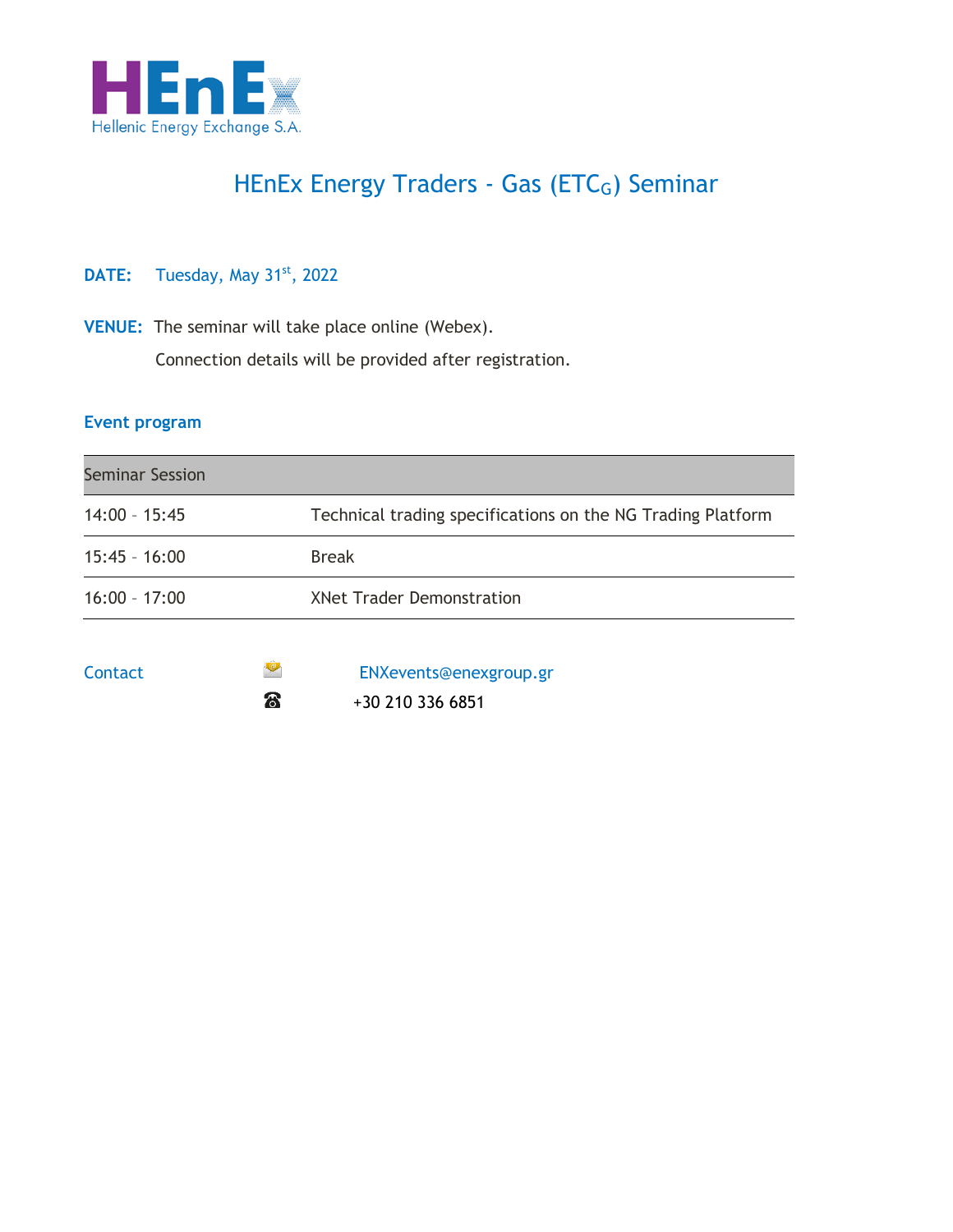HEnEx
Hellenic Energy Exchange S.A.

# HEnEx Energy Traders - Gas ($ETC_G$) Seminar

**DATE:** Tuesday, May 31st, 2022

**VENUE:** The seminar will take place online (Webex).
Connection details will be provided after registration.

## Event program

| Seminar Session | |
|---|---|
| 14:00 – 15:45 | Technical trading specifications on the NG Trading Platform |
| 15:45 – 16:00 | Break |
| 16:00 – 17:00 | XNet Trader Demonstration |

Contact

ENXevents@enexgroup.gr

+30 210 336 6851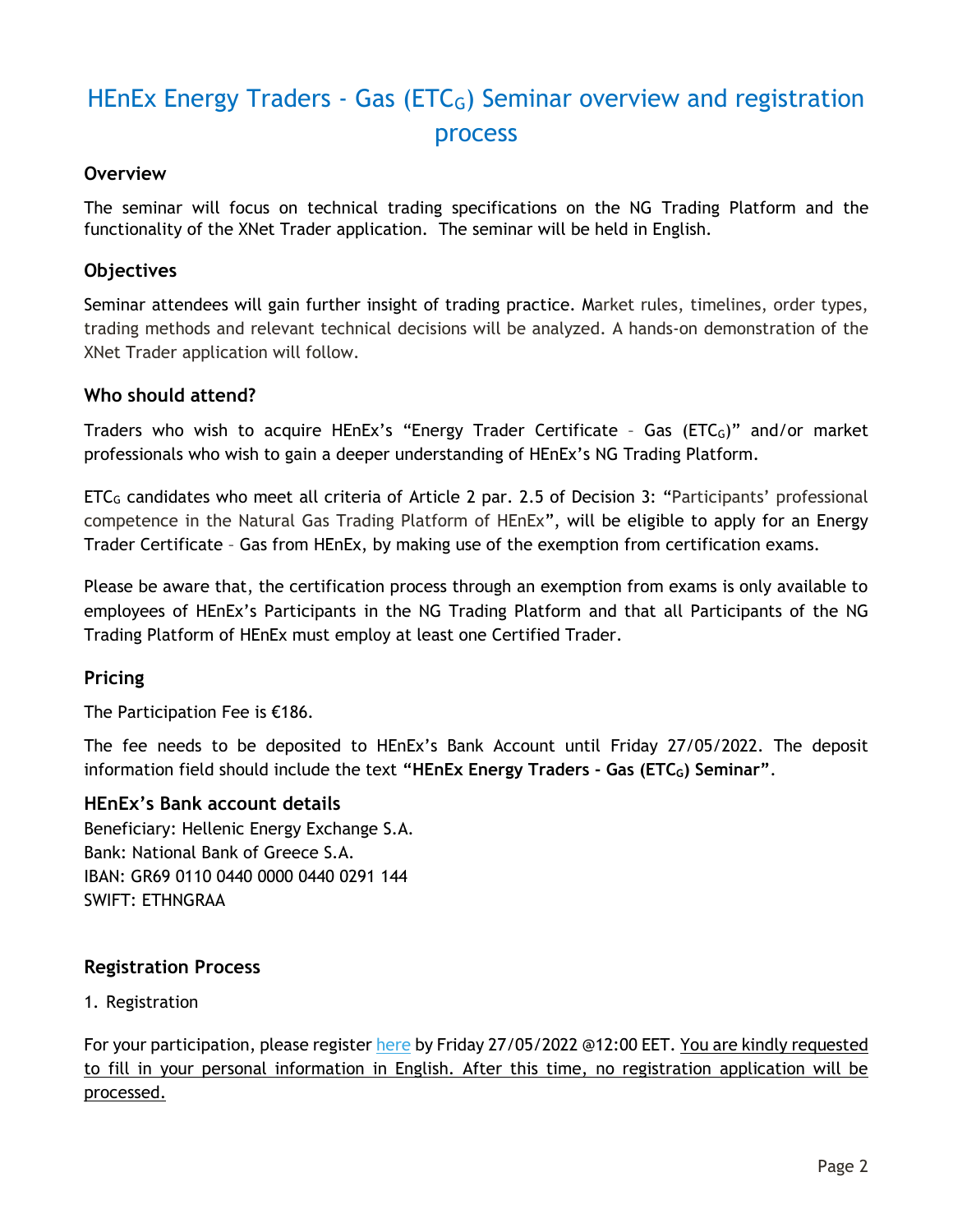# HEnEx Energy Traders - Gas ($ETC_G$) Seminar overview and registration process

## Overview

The seminar will focus on technical trading specifications on the NG Trading Platform and the functionality of the XNet Trader application. The seminar will be held in English.

## Objectives

Seminar attendees will gain further insight of trading practice. Market rules, timelines, order types, trading methods and relevant technical decisions will be analyzed. A hands-on demonstration of the XNet Trader application will follow.

## Who should attend?

Traders who wish to acquire HEnEx's "Energy Trader Certificate – Gas ($ETC_G$)" and/or market professionals who wish to gain a deeper understanding of HEnEx's NG Trading Platform.

$ETC_G$ candidates who meet all criteria of Article 2 par. 2.5 of Decision 3: "Participants' professional competence in the Natural Gas Trading Platform of HEnEx", will be eligible to apply for an Energy Trader Certificate – Gas from HEnEx, by making use of the exemption from certification exams.

Please be aware that, the certification process through an exemption from exams is only available to employees of HEnEx's Participants in the NG Trading Platform and that all Participants of the NG Trading Platform of HEnEx must employ at least one Certified Trader.

## Pricing

The Participation Fee is €186.

The fee needs to be deposited to HEnEx's Bank Account until Friday 27/05/2022. The deposit information field should include the text **"HEnEx Energy Traders - Gas ($ETC_G$) Seminar"**.

### HEnEx's Bank account details

Beneficiary: Hellenic Energy Exchange S.A.
Bank: National Bank of Greece S.A.
IBAN: GR69 0110 0440 0000 0440 0291 144
SWIFT: ETHNGRAA

## Registration Process

1. Registration

For your participation, please register here by Friday 27/05/2022 @12:00 EET. You are kindly requested to fill in your personal information in English. After this time, no registration application will be processed.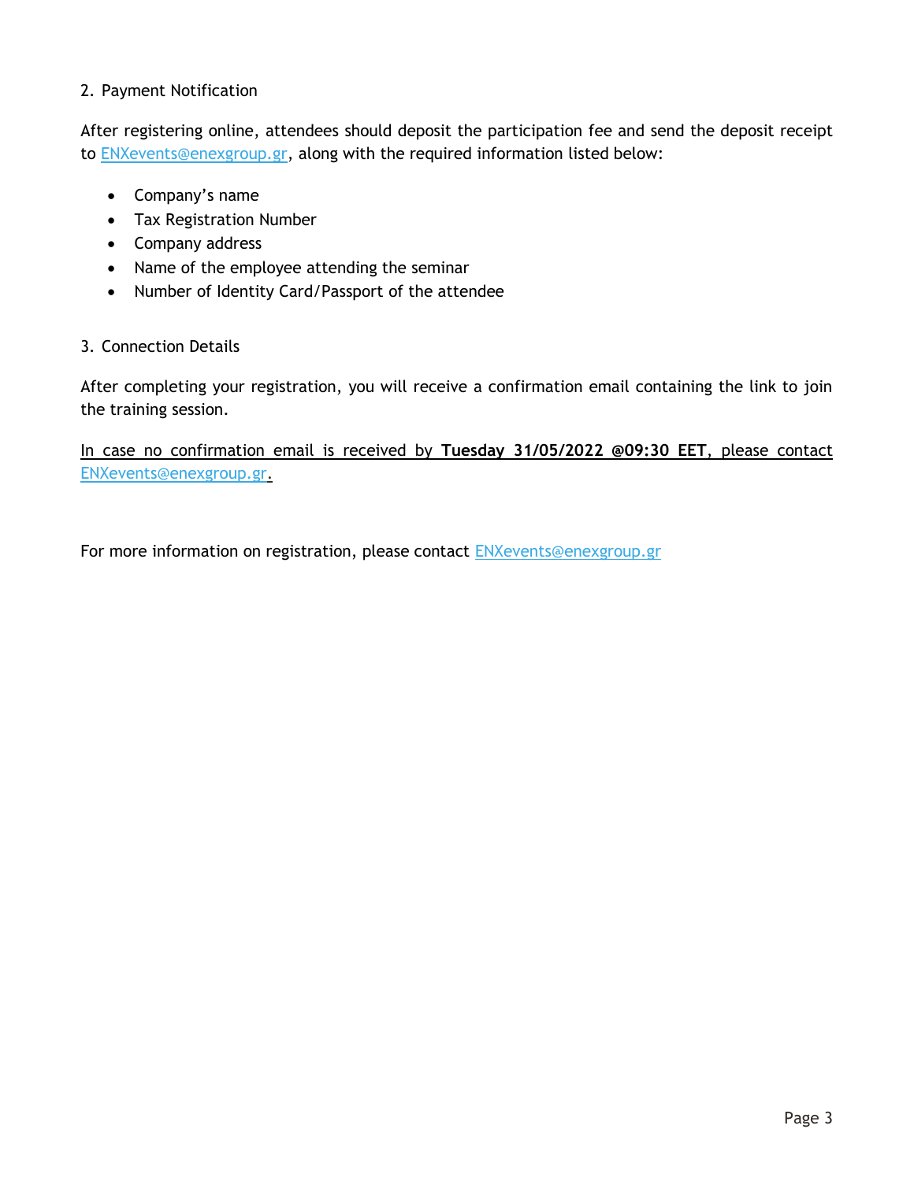2. Payment Notification

After registering online, attendees should deposit the participation fee and send the deposit receipt to ENXevents@enexgroup.gr, along with the required information listed below:

- Company's name
- Tax Registration Number
- Company address
- Name of the employee attending the seminar
- Number of Identity Card/Passport of the attendee

3. Connection Details

After completing your registration, you will receive a confirmation email containing the link to join the training session.

In case no confirmation email is received by **Tuesday 31/05/2022 @09:30 EET**, please contact ENXevents@enexgroup.gr.

For more information on registration, please contact ENXevents@enexgroup.gr